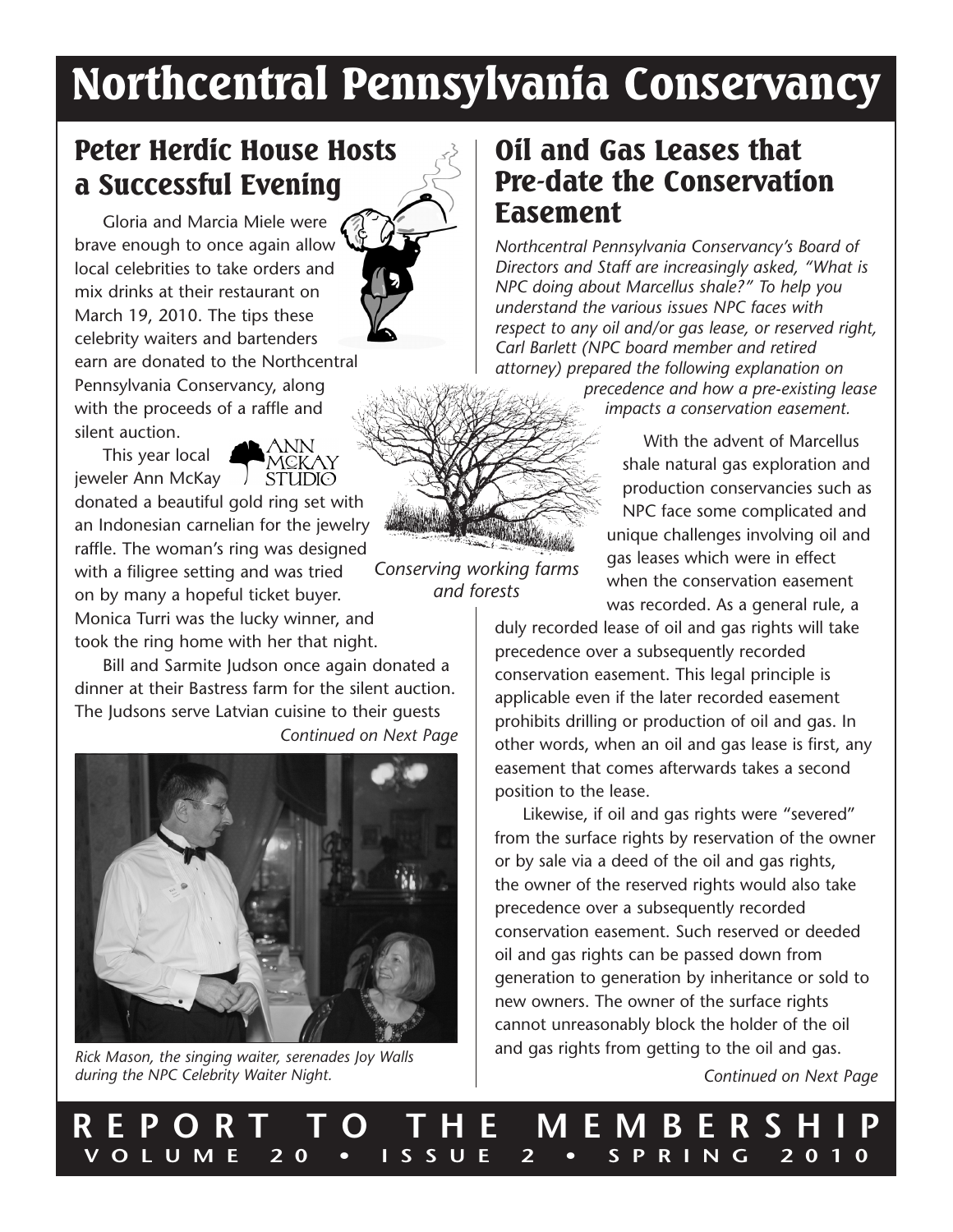# Northcentral Pennsylvania Conservancy

## Peter Herdic House Hosts a Successful Evening

Gloria and Marcia Miele were brave enough to once again allow local celebrities to take orders and mix drinks at their restaurant on March 19, 2010. The tips these celebrity waiters and bartenders earn are donated to the Northcentral Pennsylvania Conservancy, along with the proceeds of a raffle and silent auction.

This year local jeweler Ann McKay donated a beautiful gold ring set with an Indonesian carnelian for the jewelry raffle. The woman's ring was designed with a filigree setting and was tried on by many a hopeful ticket buyer. Monica Turri was the lucky winner, and took the ring home with her that night.

Bill and Sarmite Judson once again donated a dinner at their Bastress farm for the silent auction. The Judsons serve Latvian cuisine to their guests

*Continued on Next Page*

*Rick Mason, the singing waiter, serenades Joy Walls during the NPC Celebrity Waiter Night.*

*Conserving working farms and forests*

## Oil and Gas Leases that Pre-date the Conservation Easement

*Northcentral Pennsylvania Conservancy's Board of Directors and Staff are increasingly asked, "What is NPC doing about Marcellus shale?" To help you understand the various issues NPC faces with respect to any oil and/or gas lease, or reserved right, Carl Barlett (NPC board member and retired attorney) prepared the following explanation on precedence and how a pre-existing lease impacts a conservation easement.*

With the advent of Marcellus shale natural gas exploration and production conservancies such as NPC face some complicated and unique challenges involving oil and gas leases which were in effect when the conservation easement was recorded. As a general rule, a duly recorded lease of oil and gas rights will take precedence over a subsequently recorded conservation easement. This legal principle is applicable even if the later recorded easement prohibits drilling or production of oil and gas. In other words, when an oil and gas lease is first, any easement that comes afterwards takes a second position to the lease.

Likewise, if oil and gas rights were "severed" from the surface rights by reservation of the owner or by sale via a deed of the oil and gas rights, the owner of the reserved rights would also take precedence over a subsequently recorded conservation easement. Such reserved or deeded oil and gas rights can be passed down from generation to generation by inheritance or sold to new owners. The owner of the surface rights cannot unreasonably block the holder of the oil and gas rights from getting to the oil and gas.

*Continued on Next Page*

**REPORT TO THE MEMBERSHIP**
**VOLUME 20 • ISSUE 2 • SPRING 2010**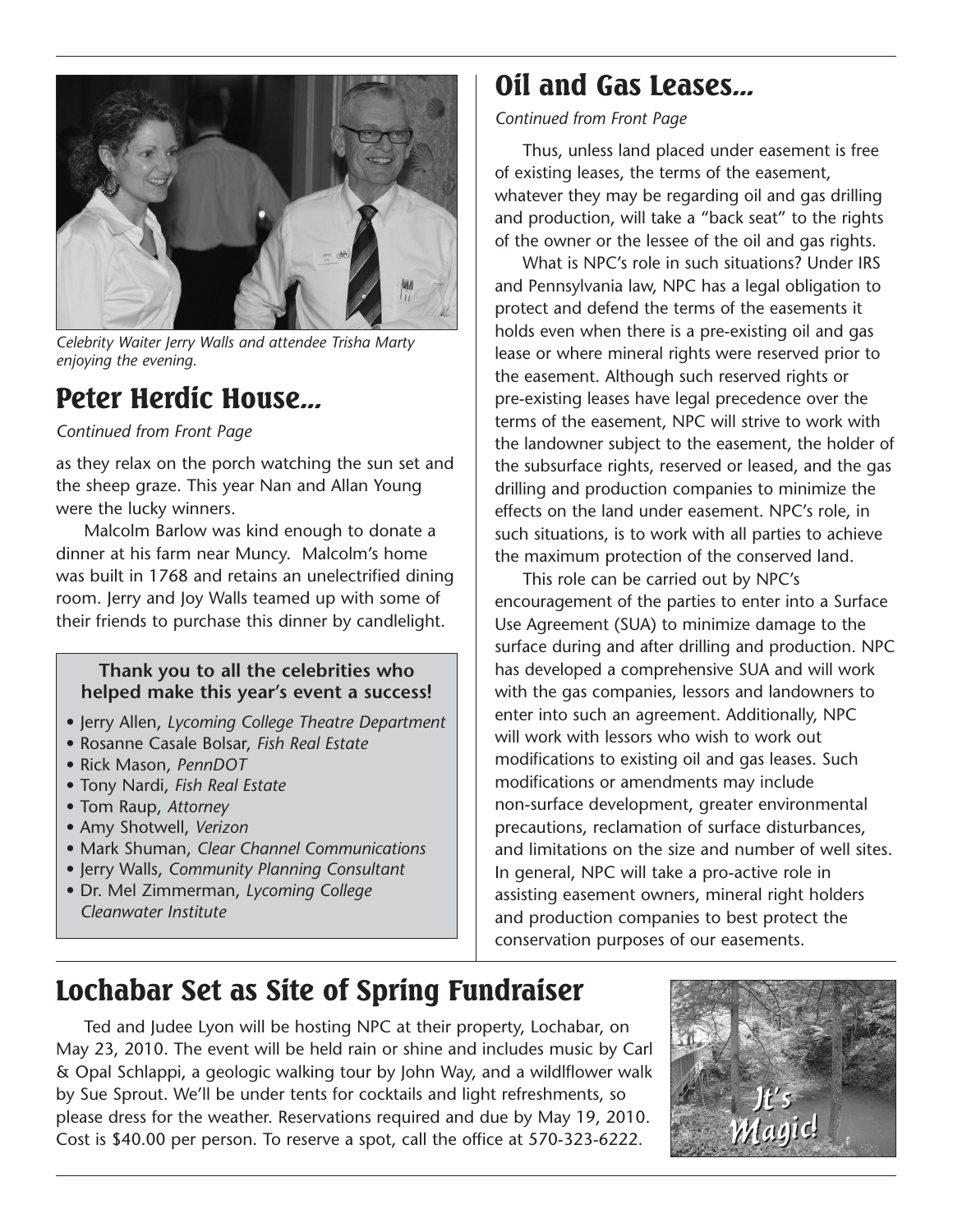*Celebrity Waiter Jerry Walls and attendee Trisha Marty enjoying the evening.*

## Peter Herdic House...

*Continued from Front Page*

as they relax on the porch watching the sun set and the sheep graze. This year Nan and Allan Young were the lucky winners.

Malcolm Barlow was kind enough to donate a dinner at his farm near Muncy. Malcolm's home was built in 1768 and retains an unelectrified dining room. Jerry and Joy Walls teamed up with some of their friends to purchase this dinner by candlelight.

**Thank you to all the celebrities who helped make this year's event a success!**

- Jerry Allen, *Lycoming College Theatre Department*
- Rosanne Casale Bolsar, *Fish Real Estate*
- Rick Mason, *PennDOT*
- Tony Nardi, *Fish Real Estate*
- Tom Raup, *Attorney*
- Amy Shotwell, *Verizon*
- Mark Shuman, *Clear Channel Communications*
- Jerry Walls, *Community Planning Consultant*
- Dr. Mel Zimmerman, *Lycoming College Cleanwater Institute*

## Oil and Gas Leases...

*Continued from Front Page*

Thus, unless land placed under easement is free of existing leases, the terms of the easement, whatever they may be regarding oil and gas drilling and production, will take a "back seat" to the rights of the owner or the lessee of the oil and gas rights.

What is NPC's role in such situations? Under IRS and Pennsylvania law, NPC has a legal obligation to protect and defend the terms of the easements it holds even when there is a pre-existing oil and gas lease or where mineral rights were reserved prior to the easement. Although such reserved rights or pre-existing leases have legal precedence over the terms of the easement, NPC will strive to work with the landowner subject to the easement, the holder of the subsurface rights, reserved or leased, and the gas drilling and production companies to minimize the effects on the land under easement. NPC's role, in such situations, is to work with all parties to achieve the maximum protection of the conserved land.

This role can be carried out by NPC's encouragement of the parties to enter into a Surface Use Agreement (SUA) to minimize damage to the surface during and after drilling and production. NPC has developed a comprehensive SUA and will work with the gas companies, lessors and landowners to enter into such an agreement. Additionally, NPC will work with lessors who wish to work out modifications to existing oil and gas leases. Such modifications or amendments may include non-surface development, greater environmental precautions, reclamation of surface disturbances, and limitations on the size and number of well sites. In general, NPC will take a pro-active role in assisting easement owners, mineral right holders and production companies to best protect the conservation purposes of our easements.

## Lochabar Set as Site of Spring Fundraiser

Ted and Judee Lyon will be hosting NPC at their property, Lochabar, on May 23, 2010. The event will be held rain or shine and includes music by Carl & Opal Schlappi, a geologic walking tour by John Way, and a wildlflower walk by Sue Sprout. We'll be under tents for cocktails and light refreshments, so please dress for the weather. Reservations required and due by May 19, 2010. Cost is $40.00 per person. To reserve a spot, call the office at 570-323-6222.

It's Magic!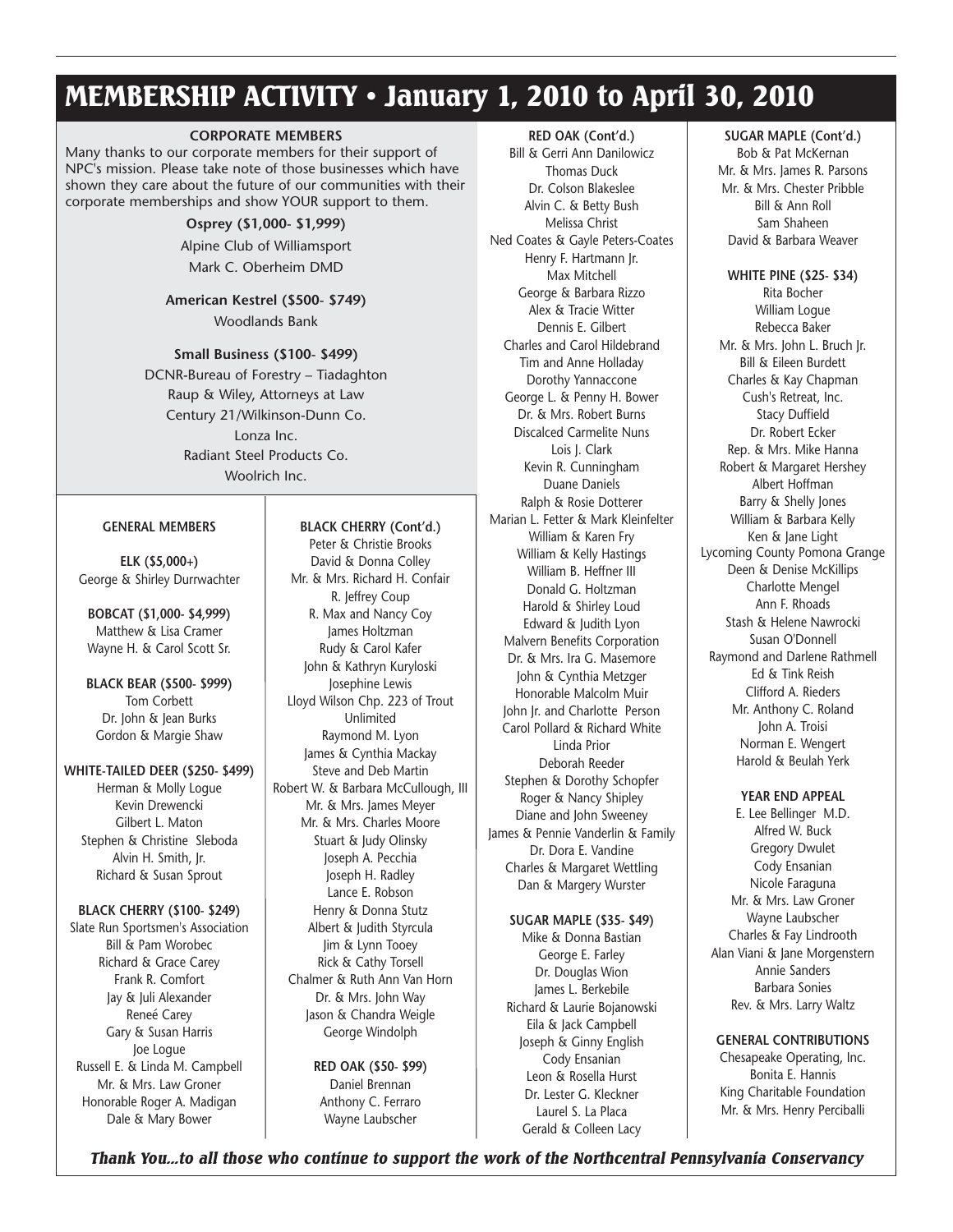# MEMBERSHIP ACTIVITY • January 1, 2010 to April 30, 2010

## CORPORATE MEMBERS

Many thanks to our corporate members for their support of NPC's mission. Please take note of those businesses which have shown they care about the future of our communities with their corporate memberships and show YOUR support to them.

**Osprey ($1,000- $1,999)**

Alpine Club of Williamsport
Mark C. Oberheim DMD

**American Kestrel ($500- $749)**

Woodlands Bank

**Small Business ($100- $499)**

DCNR-Bureau of Forestry – Tiadaghton
Raup & Wiley, Attorneys at Law
Century 21/Wilkinson-Dunn Co.
Lonza Inc.
Radiant Steel Products Co.
Woolrich Inc.

## GENERAL MEMBERS

**ELK ($5,000+)**

George & Shirley Durrwachter

**BOBCAT ($1,000- $4,999)**

Matthew & Lisa Cramer
Wayne H. & Carol Scott Sr.

**BLACK BEAR ($500- $999)**

Tom Corbett
Dr. John & Jean Burks
Gordon & Margie Shaw

**WHITE-TAILED DEER ($250- $499)**

Herman & Molly Logue
Kevin Drewencki
Gilbert L. Maton
Stephen & Christine Sleboda
Alvin H. Smith, Jr.
Richard & Susan Sprout

**BLACK CHERRY ($100- $249)**

Slate Run Sportsmen's Association
Bill & Pam Worobec
Richard & Grace Carey
Frank R. Comfort
Jay & Juli Alexander
Reneé Carey
Gary & Susan Harris
Joe Logue
Russell E. & Linda M. Campbell
Mr. & Mrs. Law Groner
Honorable Roger A. Madigan
Dale & Mary Bower

**BLACK CHERRY (Cont'd.)**

Peter & Christie Brooks
David & Donna Colley
Mr. & Mrs. Richard H. Confair
R. Jeffrey Coup
R. Max and Nancy Coy
James Holtzman
Rudy & Carol Kafer
John & Kathryn Kuryloski
Josephine Lewis
Lloyd Wilson Chp. 223 of Trout Unlimited
Raymond M. Lyon
James & Cynthia Mackay
Steve and Deb Martin
Robert W. & Barbara McCullough, III
Mr. & Mrs. James Meyer
Mr. & Mrs. Charles Moore
Stuart & Judy Olinsky
Joseph A. Pecchia
Joseph H. Radley
Lance E. Robson
Henry & Donna Stutz
Albert & Judith Styrcula
Jim & Lynn Tooey
Rick & Cathy Torsell
Chalmer & Ruth Ann Van Horn
Dr. & Mrs. John Way
Jason & Chandra Weigle
George Windolph

**RED OAK ($50- $99)**

Daniel Brennan
Anthony C. Ferraro
Wayne Laubscher

**RED OAK (Cont'd.)**

Bill & Gerri Ann Danilowicz
Thomas Duck
Dr. Colson Blakeslee
Alvin C. & Betty Bush
Melissa Christ
Ned Coates & Gayle Peters-Coates
Henry F. Hartmann Jr.
Max Mitchell
George & Barbara Rizzo
Alex & Tracie Witter
Dennis E. Gilbert
Charles and Carol Hildebrand
Tim and Anne Holladay
Dorothy Yannaccone
George L. & Penny H. Bower
Dr. & Mrs. Robert Burns
Discalced Carmelite Nuns
Lois J. Clark
Kevin R. Cunningham
Duane Daniels
Ralph & Rosie Dotterer
Marian L. Fetter & Mark Kleinfelter
William & Karen Fry
William & Kelly Hastings
William B. Heffner III
Donald G. Holtzman
Harold & Shirley Loud
Edward & Judith Lyon
Malvern Benefits Corporation
Dr. & Mrs. Ira G. Masemore
John & Cynthia Metzger
Honorable Malcolm Muir
John Jr. and Charlotte Person
Carol Pollard & Richard White
Linda Prior
Deborah Reeder
Stephen & Dorothy Schopfer
Roger & Nancy Shipley
Diane and John Sweeney
James & Pennie Vanderlin & Family
Dr. Dora E. Vandine
Charles & Margaret Wettling
Dan & Margery Wurster

**SUGAR MAPLE ($35- $49)**

Mike & Donna Bastian
George E. Farley
Dr. Douglas Wion
James L. Berkebile
Richard & Laurie Bojanowski
Eila & Jack Campbell
Joseph & Ginny English
Cody Ensanian
Leon & Rosella Hurst
Dr. Lester G. Kleckner
Laurel S. La Placa
Gerald & Colleen Lacy

**SUGAR MAPLE (Cont'd.)**

Bob & Pat McKernan
Mr. & Mrs. James R. Parsons
Mr. & Mrs. Chester Pribble
Bill & Ann Roll
Sam Shaheen
David & Barbara Weaver

**WHITE PINE ($25- $34)**

Rita Bocher
William Logue
Rebecca Baker
Mr. & Mrs. John L. Bruch Jr.
Bill & Eileen Burdett
Charles & Kay Chapman
Cush's Retreat, Inc.
Stacy Duffield
Dr. Robert Ecker
Rep. & Mrs. Mike Hanna
Robert & Margaret Hershey
Albert Hoffman
Barry & Shelly Jones
William & Barbara Kelly
Ken & Jane Light
Lycoming County Pomona Grange
Deen & Denise McKillips
Charlotte Mengel
Ann F. Rhoads
Stash & Helene Nawrocki
Susan O'Donnell
Raymond and Darlene Rathmell
Ed & Tink Reish
Clifford A. Rieders
Mr. Anthony C. Roland
John A. Troisi
Norman E. Wengert
Harold & Beulah Yerk

**YEAR END APPEAL**

E. Lee Bellinger M.D.
Alfred W. Buck
Gregory Dwulet
Cody Ensanian
Nicole Faraguna
Mr. & Mrs. Law Groner
Wayne Laubscher
Charles & Fay Lindrooth
Alan Viani & Jane Morgenstern
Annie Sanders
Barbara Sonies
Rev. & Mrs. Larry Waltz

**GENERAL CONTRIBUTIONS**

Chesapeake Operating, Inc.
Bonita E. Hannis
King Charitable Foundation
Mr. & Mrs. Henry Perciballi

***Thank You...to all those who continue to support the work of the Northcentral Pennsylvania Conservancy***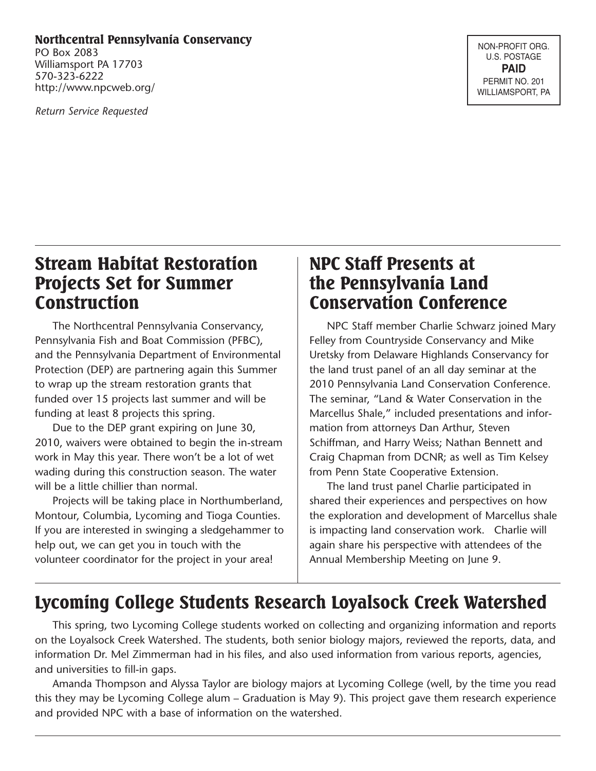**Northcentral Pennsylvania Conservancy**
PO Box 2083
Williamsport PA 17703
570-323-6222
http://www.npcweb.org/

*Return Service Requested*

NON-PROFIT ORG.
U.S. POSTAGE
**PAID**
PERMIT NO. 201
WILLIAMSPORT, PA

## Stream Habitat Restoration Projects Set for Summer Construction

The Northcentral Pennsylvania Conservancy, Pennsylvania Fish and Boat Commission (PFBC), and the Pennsylvania Department of Environmental Protection (DEP) are partnering again this Summer to wrap up the stream restoration grants that funded over 15 projects last summer and will be funding at least 8 projects this spring.

Due to the DEP grant expiring on June 30, 2010, waivers were obtained to begin the in-stream work in May this year. There won't be a lot of wet wading during this construction season. The water will be a little chillier than normal.

Projects will be taking place in Northumberland, Montour, Columbia, Lycoming and Tioga Counties. If you are interested in swinging a sledgehammer to help out, we can get you in touch with the volunteer coordinator for the project in your area!

## NPC Staff Presents at the Pennsylvania Land Conservation Conference

NPC Staff member Charlie Schwarz joined Mary Felley from Countryside Conservancy and Mike Uretsky from Delaware Highlands Conservancy for the land trust panel of an all day seminar at the 2010 Pennsylvania Land Conservation Conference. The seminar, "Land & Water Conservation in the Marcellus Shale," included presentations and information from attorneys Dan Arthur, Steven Schiffman, and Harry Weiss; Nathan Bennett and Craig Chapman from DCNR; as well as Tim Kelsey from Penn State Cooperative Extension.

The land trust panel Charlie participated in shared their experiences and perspectives on how the exploration and development of Marcellus shale is impacting land conservation work. Charlie will again share his perspective with attendees of the Annual Membership Meeting on June 9.

## Lycoming College Students Research Loyalsock Creek Watershed

This spring, two Lycoming College students worked on collecting and organizing information and reports on the Loyalsock Creek Watershed. The students, both senior biology majors, reviewed the reports, data, and information Dr. Mel Zimmerman had in his files, and also used information from various reports, agencies, and universities to fill-in gaps.

Amanda Thompson and Alyssa Taylor are biology majors at Lycoming College (well, by the time you read this they may be Lycoming College alum – Graduation is May 9). This project gave them research experience and provided NPC with a base of information on the watershed.